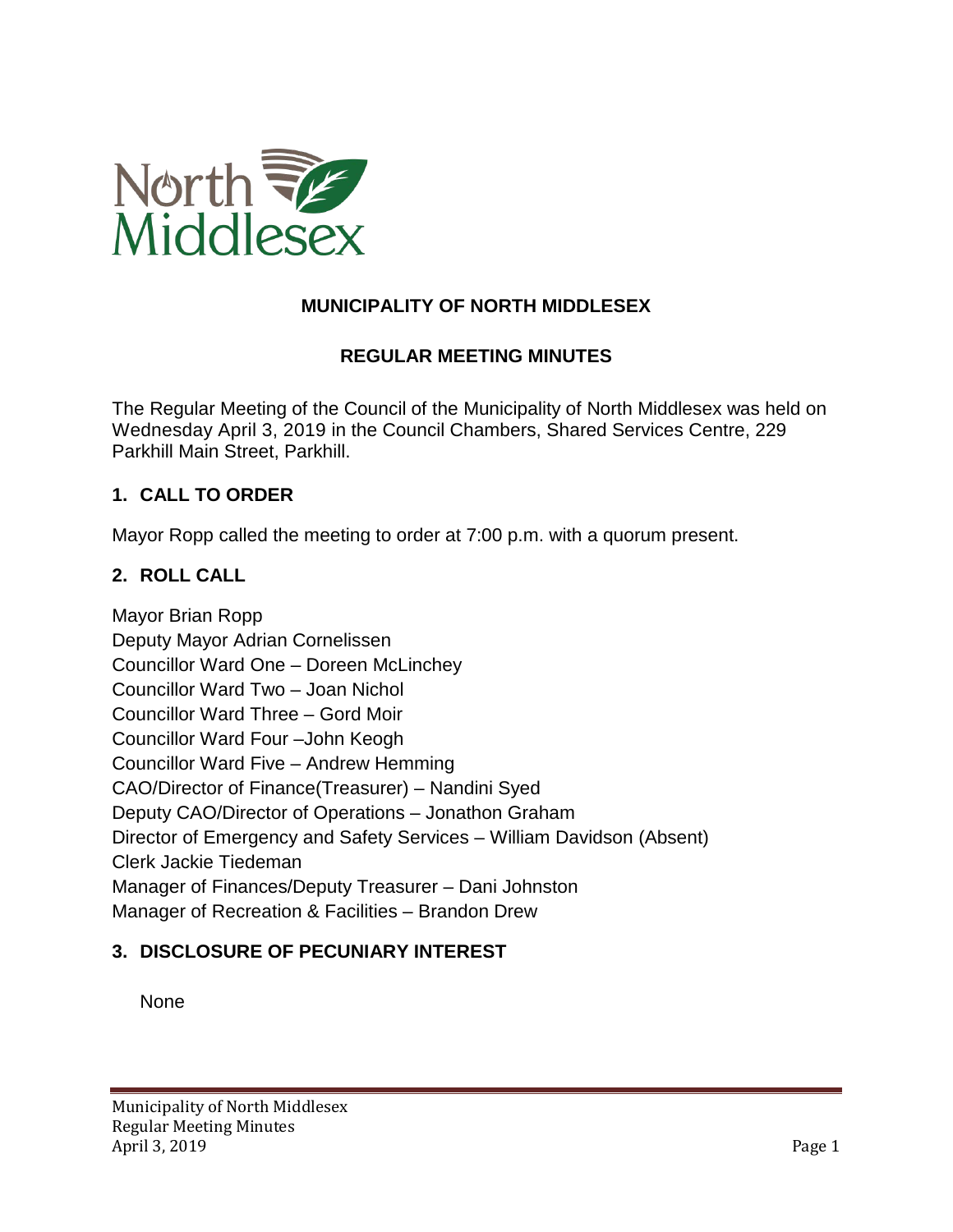# MUNICIPALITY OF NORTH MIDDLESEX

## REGULAR MEETING MINUTES

The Regular Meeting of the Council of the Municipality of North Middlesex was held on Wednesday April 3, 2019 in the Council Chambers, Shared Services Centre, 229 Parkhill Main Street, Parkhill.

### 1. CALL TO ORDER

Mayor Ropp called the meeting to order at 7:00 p.m. with a quorum present.

### 2. ROLL CALL

Mayor Brian Ropp
Deputy Mayor Adrian Cornelissen
Councillor Ward One – Doreen McLinchey
Councillor Ward Two – Joan Nichol
Councillor Ward Three – Gord Moir
Councillor Ward Four –John Keogh
Councillor Ward Five – Andrew Hemming
CAO/Director of Finance(Treasurer) – Nandini Syed
Deputy CAO/Director of Operations – Jonathon Graham
Director of Emergency and Safety Services – William Davidson (Absent)
Clerk Jackie Tiedeman
Manager of Finances/Deputy Treasurer – Dani Johnston
Manager of Recreation & Facilities – Brandon Drew

### 3. DISCLOSURE OF PECUNIARY INTEREST

None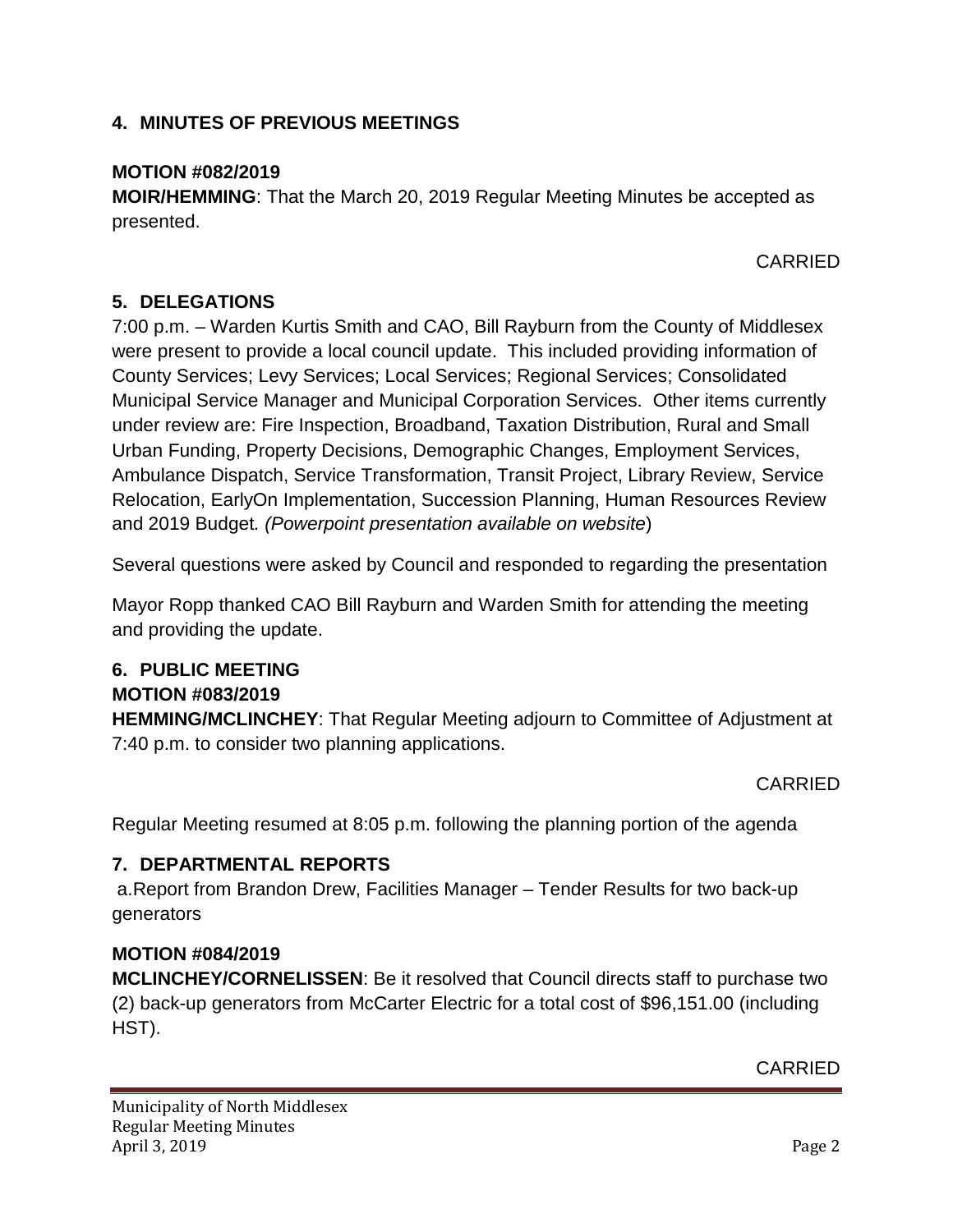## 4. MINUTES OF PREVIOUS MEETINGS

**MOTION #082/2019**
**MOIR/HEMMING**: That the March 20, 2019 Regular Meeting Minutes be accepted as presented.

CARRIED

## 5. DELEGATIONS

7:00 p.m. – Warden Kurtis Smith and CAO, Bill Rayburn from the County of Middlesex were present to provide a local council update. This included providing information of County Services; Levy Services; Local Services; Regional Services; Consolidated Municipal Service Manager and Municipal Corporation Services. Other items currently under review are: Fire Inspection, Broadband, Taxation Distribution, Rural and Small Urban Funding, Property Decisions, Demographic Changes, Employment Services, Ambulance Dispatch, Service Transformation, Transit Project, Library Review, Service Relocation, EarlyOn Implementation, Succession Planning, Human Resources Review and 2019 Budget. *(Powerpoint presentation available on website*)

Several questions were asked by Council and responded to regarding the presentation

Mayor Ropp thanked CAO Bill Rayburn and Warden Smith for attending the meeting and providing the update.

## 6. PUBLIC MEETING

**MOTION #083/2019**
**HEMMING/MCLINCHEY**: That Regular Meeting adjourn to Committee of Adjustment at 7:40 p.m. to consider two planning applications.

CARRIED

Regular Meeting resumed at 8:05 p.m. following the planning portion of the agenda

## 7. DEPARTMENTAL REPORTS

a.Report from Brandon Drew, Facilities Manager – Tender Results for two back-up generators

**MOTION #084/2019**
**MCLINCHEY/CORNELISSEN**: Be it resolved that Council directs staff to purchase two (2) back-up generators from McCarter Electric for a total cost of $96,151.00 (including HST).

CARRIED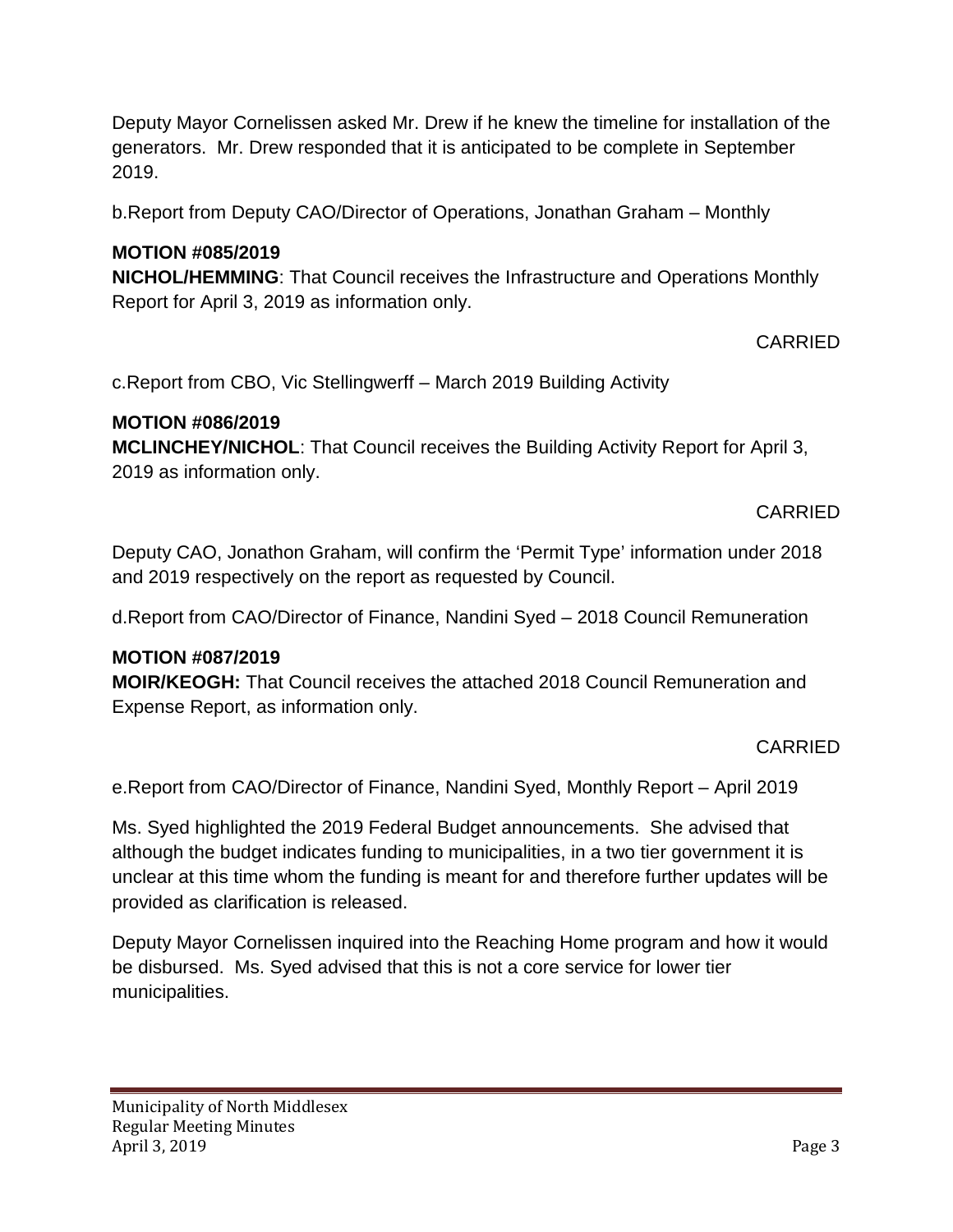Deputy Mayor Cornelissen asked Mr. Drew if he knew the timeline for installation of the generators. Mr. Drew responded that it is anticipated to be complete in September 2019.

b.Report from Deputy CAO/Director of Operations, Jonathan Graham – Monthly

**MOTION #085/2019**
**NICHOL/HEMMING**: That Council receives the Infrastructure and Operations Monthly Report for April 3, 2019 as information only.

CARRIED

c.Report from CBO, Vic Stellingwerff – March 2019 Building Activity

**MOTION #086/2019**
**MCLINCHEY/NICHOL**: That Council receives the Building Activity Report for April 3, 2019 as information only.

CARRIED

Deputy CAO, Jonathon Graham, will confirm the 'Permit Type' information under 2018 and 2019 respectively on the report as requested by Council.

d.Report from CAO/Director of Finance, Nandini Syed – 2018 Council Remuneration

**MOTION #087/2019**
**MOIR/KEOGH:** That Council receives the attached 2018 Council Remuneration and Expense Report, as information only.

CARRIED

e.Report from CAO/Director of Finance, Nandini Syed, Monthly Report – April 2019

Ms. Syed highlighted the 2019 Federal Budget announcements. She advised that although the budget indicates funding to municipalities, in a two tier government it is unclear at this time whom the funding is meant for and therefore further updates will be provided as clarification is released.

Deputy Mayor Cornelissen inquired into the Reaching Home program and how it would be disbursed. Ms. Syed advised that this is not a core service for lower tier municipalities.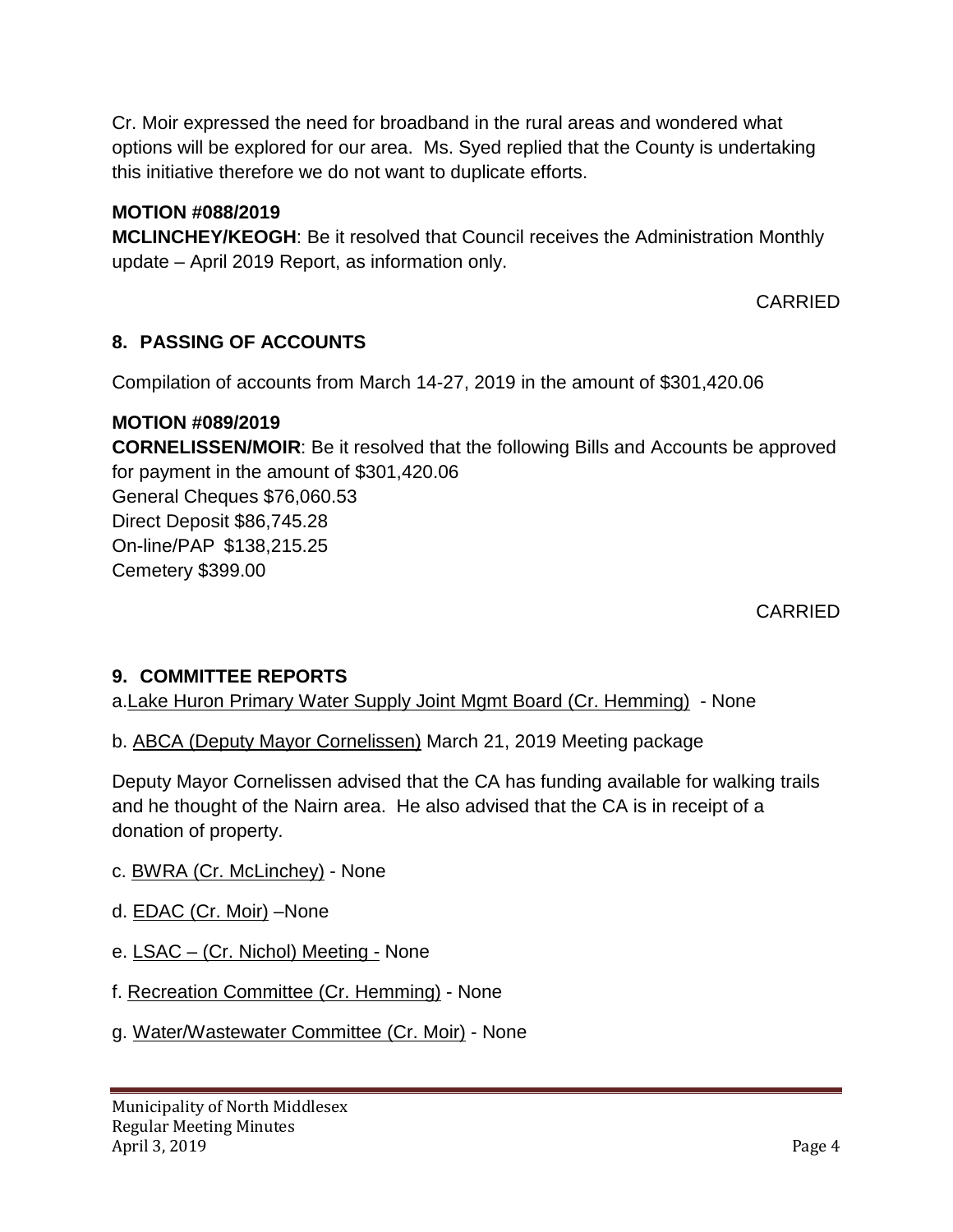Cr. Moir expressed the need for broadband in the rural areas and wondered what options will be explored for our area. Ms. Syed replied that the County is undertaking this initiative therefore we do not want to duplicate efforts.

**MOTION #088/2019**
**MCLINCHEY/KEOGH**: Be it resolved that Council receives the Administration Monthly update – April 2019 Report, as information only.

CARRIED

## 8. PASSING OF ACCOUNTS

Compilation of accounts from March 14-27, 2019 in the amount of $301,420.06

**MOTION #089/2019**
**CORNELISSEN/MOIR**: Be it resolved that the following Bills and Accounts be approved for payment in the amount of $301,420.06
General Cheques $76,060.53
Direct Deposit $86,745.28
On-line/PAP $138,215.25
Cemetery $399.00

CARRIED

## 9. COMMITTEE REPORTS

a. Lake Huron Primary Water Supply Joint Mgmt Board (Cr. Hemming) - None

b. ABCA (Deputy Mayor Cornelissen) March 21, 2019 Meeting package

Deputy Mayor Cornelissen advised that the CA has funding available for walking trails and he thought of the Nairn area. He also advised that the CA is in receipt of a donation of property.

c. BWRA (Cr. McLinchey) - None

d. EDAC (Cr. Moir) –None

e. LSAC – (Cr. Nichol) Meeting - None

f. Recreation Committee (Cr. Hemming) - None

g. Water/Wastewater Committee (Cr. Moir) - None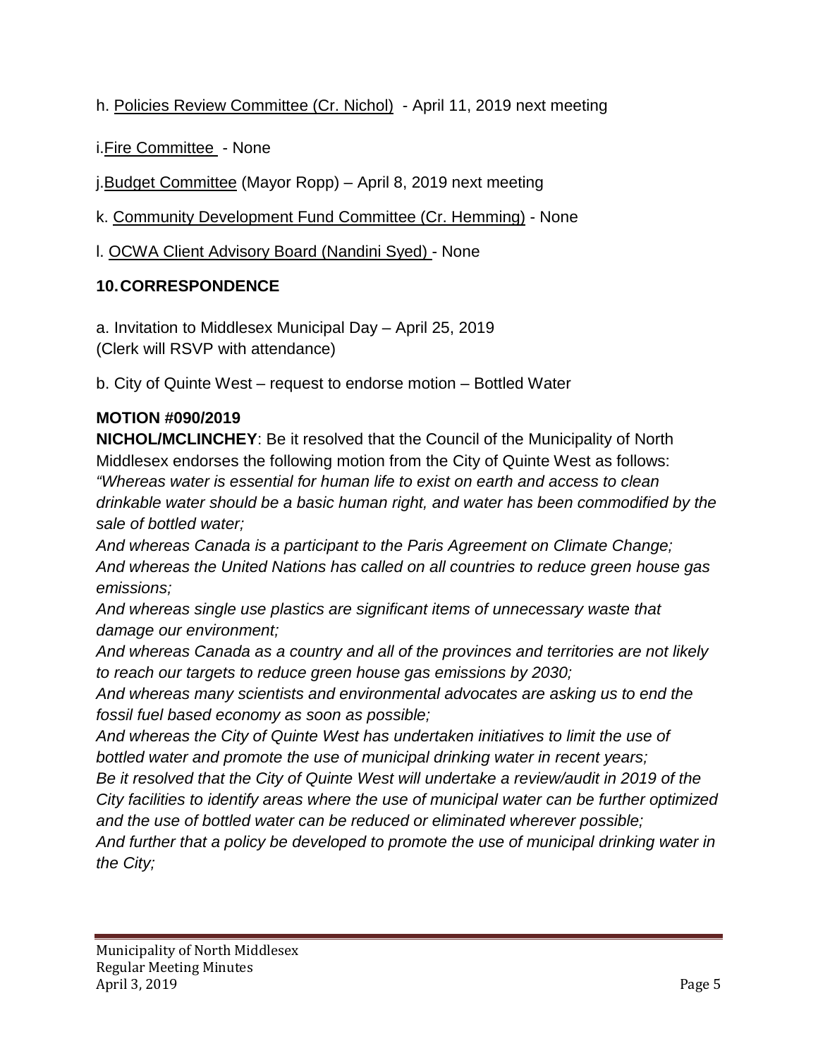h. Policies Review Committee (Cr. Nichol) - April 11, 2019 next meeting

i. Fire Committee - None

j. Budget Committee (Mayor Ropp) – April 8, 2019 next meeting

k. Community Development Fund Committee (Cr. Hemming) - None

l. OCWA Client Advisory Board (Nandini Syed) - None

## 10. CORRESPONDENCE

a. Invitation to Middlesex Municipal Day – April 25, 2019
(Clerk will RSVP with attendance)

b. City of Quinte West – request to endorse motion – Bottled Water

**MOTION #090/2019**

**NICHOL/MCLINCHEY**: Be it resolved that the Council of the Municipality of North Middlesex endorses the following motion from the City of Quinte West as follows:
*"Whereas water is essential for human life to exist on earth and access to clean drinkable water should be a basic human right, and water has been commodified by the sale of bottled water;*
*And whereas Canada is a participant to the Paris Agreement on Climate Change;*
*And whereas the United Nations has called on all countries to reduce green house gas emissions;*
*And whereas single use plastics are significant items of unnecessary waste that damage our environment;*
*And whereas Canada as a country and all of the provinces and territories are not likely to reach our targets to reduce green house gas emissions by 2030;*
*And whereas many scientists and environmental advocates are asking us to end the fossil fuel based economy as soon as possible;*
*And whereas the City of Quinte West has undertaken initiatives to limit the use of bottled water and promote the use of municipal drinking water in recent years;*
*Be it resolved that the City of Quinte West will undertake a review/audit in 2019 of the City facilities to identify areas where the use of municipal water can be further optimized and the use of bottled water can be reduced or eliminated wherever possible;*
*And further that a policy be developed to promote the use of municipal drinking water in the City;*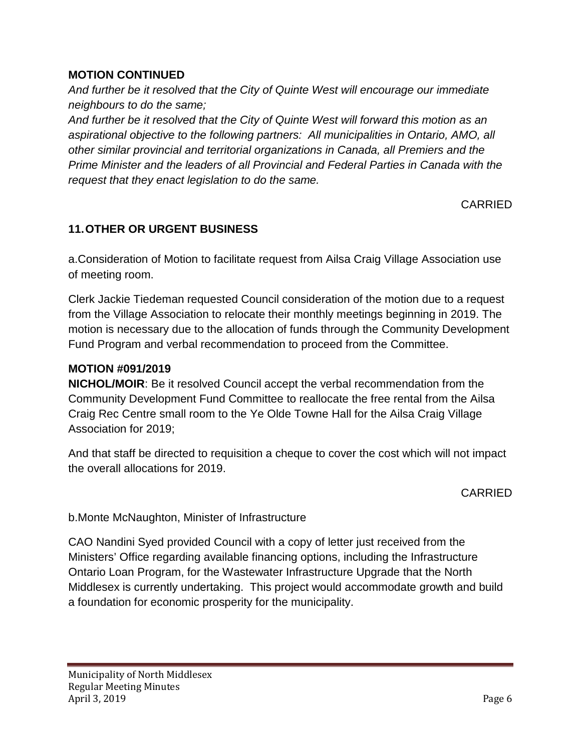**MOTION CONTINUED**

*And further be it resolved that the City of Quinte West will encourage our immediate neighbours to do the same;*

*And further be it resolved that the City of Quinte West will forward this motion as an aspirational objective to the following partners: All municipalities in Ontario, AMO, all other similar provincial and territorial organizations in Canada, all Premiers and the Prime Minister and the leaders of all Provincial and Federal Parties in Canada with the request that they enact legislation to do the same.*

CARRIED

## 11. OTHER OR URGENT BUSINESS

a. Consideration of Motion to facilitate request from Ailsa Craig Village Association use of meeting room.

Clerk Jackie Tiedeman requested Council consideration of the motion due to a request from the Village Association to relocate their monthly meetings beginning in 2019. The motion is necessary due to the allocation of funds through the Community Development Fund Program and verbal recommendation to proceed from the Committee.

**MOTION #091/2019**

**NICHOL/MOIR**: Be it resolved Council accept the verbal recommendation from the Community Development Fund Committee to reallocate the free rental from the Ailsa Craig Rec Centre small room to the Ye Olde Towne Hall for the Ailsa Craig Village Association for 2019;

And that staff be directed to requisition a cheque to cover the cost which will not impact the overall allocations for 2019.

CARRIED

b. Monte McNaughton, Minister of Infrastructure

CAO Nandini Syed provided Council with a copy of letter just received from the Ministers' Office regarding available financing options, including the Infrastructure Ontario Loan Program, for the Wastewater Infrastructure Upgrade that the North Middlesex is currently undertaking. This project would accommodate growth and build a foundation for economic prosperity for the municipality.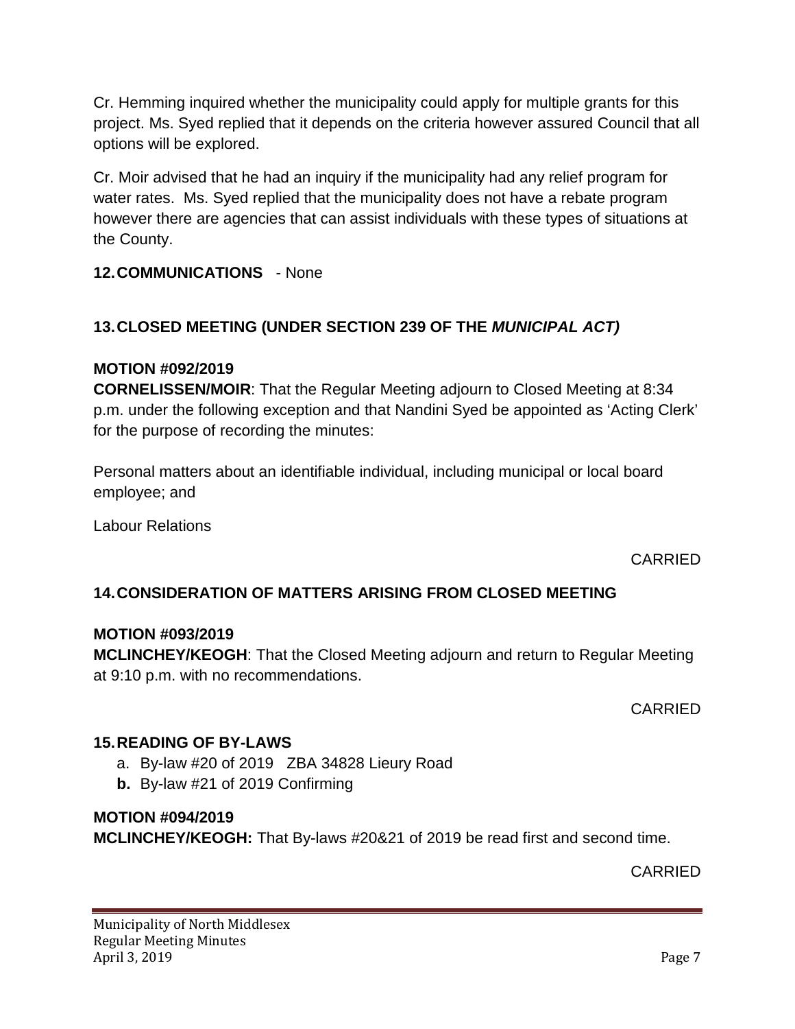Cr. Hemming inquired whether the municipality could apply for multiple grants for this project. Ms. Syed replied that it depends on the criteria however assured Council that all options will be explored.

Cr. Moir advised that he had an inquiry if the municipality had any relief program for water rates. Ms. Syed replied that the municipality does not have a rebate program however there are agencies that can assist individuals with these types of situations at the County.

## 12. COMMUNICATIONS - None

## 13. CLOSED MEETING (UNDER SECTION 239 OF THE *MUNICIPAL ACT)*

**MOTION #092/2019**
**CORNELISSEN/MOIR**: That the Regular Meeting adjourn to Closed Meeting at 8:34 p.m. under the following exception and that Nandini Syed be appointed as 'Acting Clerk' for the purpose of recording the minutes:

Personal matters about an identifiable individual, including municipal or local board employee; and

Labour Relations

CARRIED

## 14. CONSIDERATION OF MATTERS ARISING FROM CLOSED MEETING

**MOTION #093/2019**
**MCLINCHEY/KEOGH**: That the Closed Meeting adjourn and return to Regular Meeting at 9:10 p.m. with no recommendations.

CARRIED

## 15. READING OF BY-LAWS

a. By-law #20 of 2019 ZBA 34828 Lieury Road
**b.** By-law #21 of 2019 Confirming

**MOTION #094/2019**
**MCLINCHEY/KEOGH:** That By-laws #20&21 of 2019 be read first and second time.

CARRIED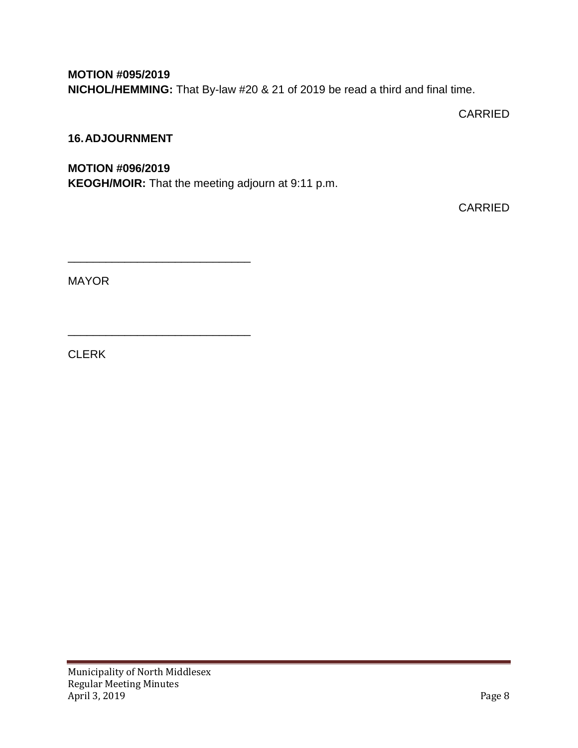**MOTION #095/2019**
**NICHOL/HEMMING:** That By-law #20 & 21 of 2019 be read a third and final time.

CARRIED

## 16. ADJOURNMENT

**MOTION #096/2019**
**KEOGH/MOIR:** That the meeting adjourn at 9:11 p.m.

CARRIED

_____________________________
MAYOR

_____________________________
CLERK